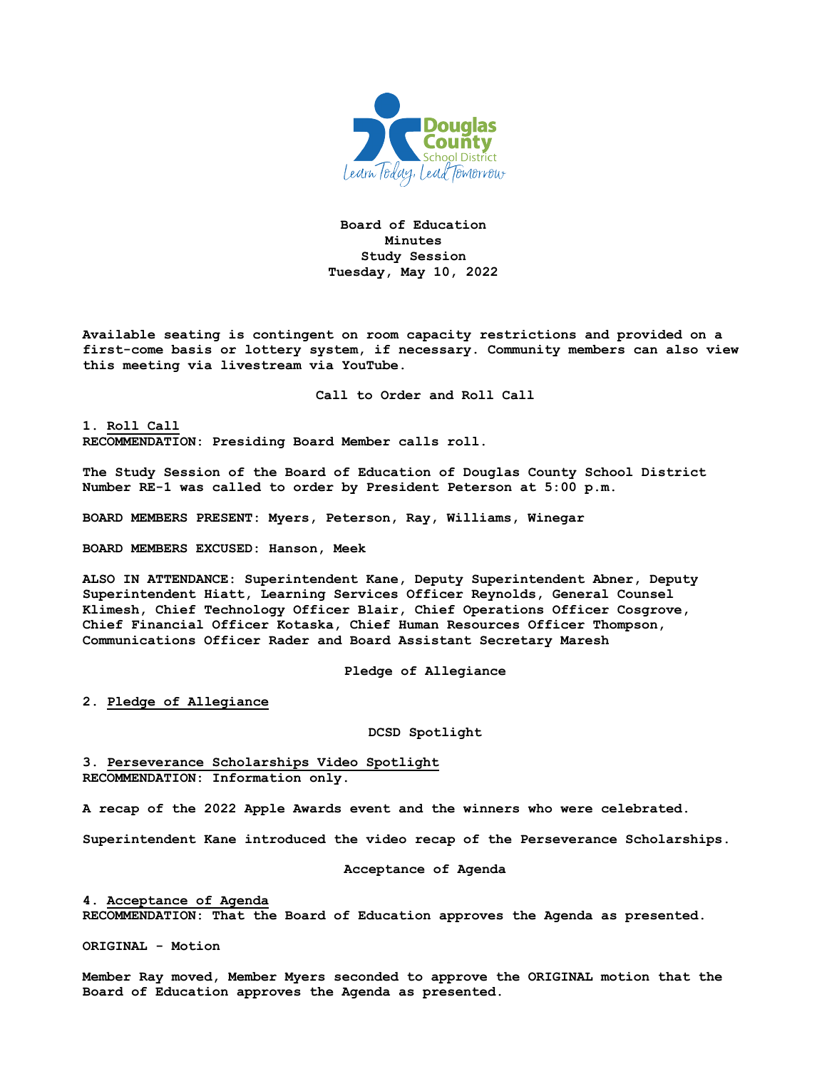# Board of Education
## Minutes
## Study Session
## Tuesday, May 10, 2022

**Available seating is contingent on room capacity restrictions and provided on a first-come basis or lottery system, if necessary. Community members can also view this meeting via livestream via YouTube.**

### Call to Order and Roll Call

**1. Roll Call**
**RECOMMENDATION: Presiding Board Member calls roll.**

**The Study Session of the Board of Education of Douglas County School District Number RE-1 was called to order by President Peterson at 5:00 p.m.**

**BOARD MEMBERS PRESENT: Myers, Peterson, Ray, Williams, Winegar**

**BOARD MEMBERS EXCUSED: Hanson, Meek**

**ALSO IN ATTENDANCE: Superintendent Kane, Deputy Superintendent Abner, Deputy Superintendent Hiatt, Learning Services Officer Reynolds, General Counsel Klimesh, Chief Technology Officer Blair, Chief Operations Officer Cosgrove, Chief Financial Officer Kotaska, Chief Human Resources Officer Thompson, Communications Officer Rader and Board Assistant Secretary Maresh**

### Pledge of Allegiance

**2. Pledge of Allegiance**

### DCSD Spotlight

**3. Perseverance Scholarships Video Spotlight**
**RECOMMENDATION: Information only.**

**A recap of the 2022 Apple Awards event and the winners who were celebrated.**

**Superintendent Kane introduced the video recap of the Perseverance Scholarships.**

### Acceptance of Agenda

**4. Acceptance of Agenda**
**RECOMMENDATION: That the Board of Education approves the Agenda as presented.**

**ORIGINAL - Motion**

**Member Ray moved, Member Myers seconded to approve the ORIGINAL motion that the Board of Education approves the Agenda as presented.**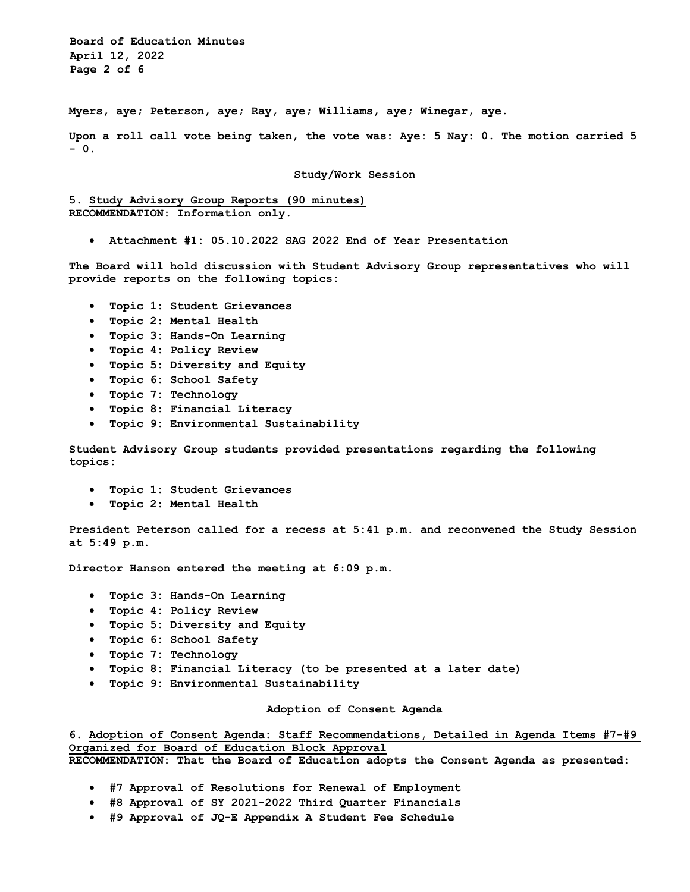**Myers, aye; Peterson, aye; Ray, aye; Williams, aye; Winegar, aye.**

**Upon a roll call vote being taken, the vote was: Aye: 5 Nay: 0. The motion carried 5 - 0.**

## Study/Work Session

**5. Study Advisory Group Reports (90 minutes)**
**RECOMMENDATION: Information only.**

- **Attachment #1: 05.10.2022 SAG 2022 End of Year Presentation**

**The Board will hold discussion with Student Advisory Group representatives who will provide reports on the following topics:**

- **Topic 1: Student Grievances**
- **Topic 2: Mental Health**
- **Topic 3: Hands-On Learning**
- **Topic 4: Policy Review**
- **Topic 5: Diversity and Equity**
- **Topic 6: School Safety**
- **Topic 7: Technology**
- **Topic 8: Financial Literacy**
- **Topic 9: Environmental Sustainability**

**Student Advisory Group students provided presentations regarding the following topics:**

- **Topic 1: Student Grievances**
- **Topic 2: Mental Health**

**President Peterson called for a recess at 5:41 p.m. and reconvened the Study Session at 5:49 p.m.**

**Director Hanson entered the meeting at 6:09 p.m.**

- **Topic 3: Hands-On Learning**
- **Topic 4: Policy Review**
- **Topic 5: Diversity and Equity**
- **Topic 6: School Safety**
- **Topic 7: Technology**
- **Topic 8: Financial Literacy (to be presented at a later date)**
- **Topic 9: Environmental Sustainability**

## Adoption of Consent Agenda

**6. Adoption of Consent Agenda: Staff Recommendations, Detailed in Agenda Items #7-#9 Organized for Board of Education Block Approval**
**RECOMMENDATION: That the Board of Education adopts the Consent Agenda as presented:**

- **#7 Approval of Resolutions for Renewal of Employment**
- **#8 Approval of SY 2021-2022 Third Quarter Financials**
- **#9 Approval of JQ-E Appendix A Student Fee Schedule**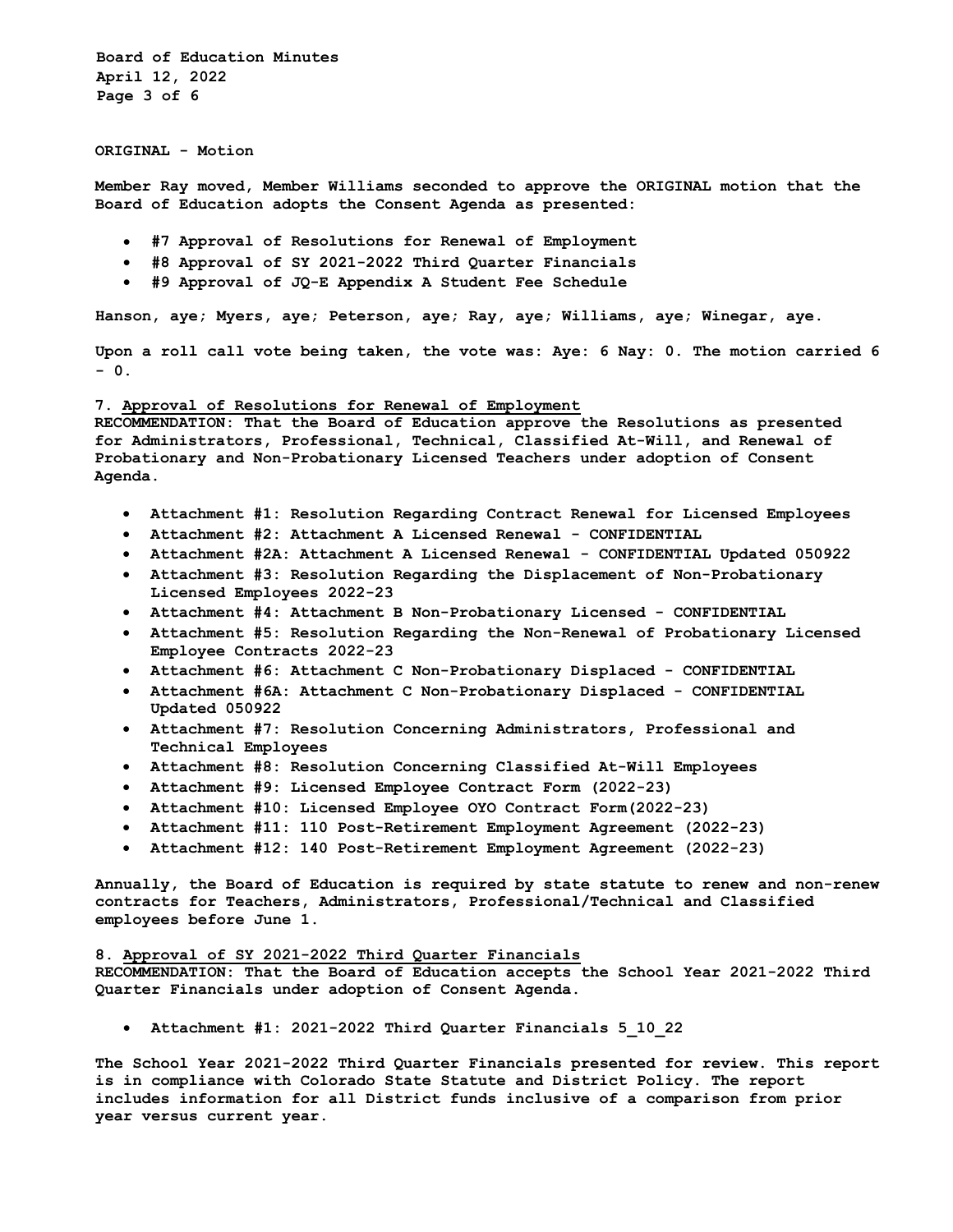**ORIGINAL - Motion**

**Member Ray moved, Member Williams seconded to approve the ORIGINAL motion that the Board of Education adopts the Consent Agenda as presented:**

- **#7 Approval of Resolutions for Renewal of Employment**
- **#8 Approval of SY 2021-2022 Third Quarter Financials**
- **#9 Approval of JQ-E Appendix A Student Fee Schedule**

**Hanson, aye; Myers, aye; Peterson, aye; Ray, aye; Williams, aye; Winegar, aye.**

**Upon a roll call vote being taken, the vote was: Aye: 6 Nay: 0. The motion carried 6 - 0.**

**7. Approval of Resolutions for Renewal of Employment**
**RECOMMENDATION: That the Board of Education approve the Resolutions as presented for Administrators, Professional, Technical, Classified At-Will, and Renewal of Probationary and Non-Probationary Licensed Teachers under adoption of Consent Agenda.**

- **Attachment #1: Resolution Regarding Contract Renewal for Licensed Employees**
- **Attachment #2: Attachment A Licensed Renewal - CONFIDENTIAL**
- **Attachment #2A: Attachment A Licensed Renewal - CONFIDENTIAL Updated 050922**
- **Attachment #3: Resolution Regarding the Displacement of Non-Probationary Licensed Employees 2022-23**
- **Attachment #4: Attachment B Non-Probationary Licensed - CONFIDENTIAL**
- **Attachment #5: Resolution Regarding the Non-Renewal of Probationary Licensed Employee Contracts 2022-23**
- **Attachment #6: Attachment C Non-Probationary Displaced - CONFIDENTIAL**
- **Attachment #6A: Attachment C Non-Probationary Displaced - CONFIDENTIAL Updated 050922**
- **Attachment #7: Resolution Concerning Administrators, Professional and Technical Employees**
- **Attachment #8: Resolution Concerning Classified At-Will Employees**
- **Attachment #9: Licensed Employee Contract Form (2022-23)**
- **Attachment #10: Licensed Employee OYO Contract Form(2022-23)**
- **Attachment #11: 110 Post-Retirement Employment Agreement (2022-23)**
- **Attachment #12: 140 Post-Retirement Employment Agreement (2022-23)**

**Annually, the Board of Education is required by state statute to renew and non-renew contracts for Teachers, Administrators, Professional/Technical and Classified employees before June 1.**

**8. Approval of SY 2021-2022 Third Quarter Financials**
**RECOMMENDATION: That the Board of Education accepts the School Year 2021-2022 Third Quarter Financials under adoption of Consent Agenda.**

- **Attachment #1: 2021-2022 Third Quarter Financials 5_10_22**

**The School Year 2021-2022 Third Quarter Financials presented for review. This report is in compliance with Colorado State Statute and District Policy. The report includes information for all District funds inclusive of a comparison from prior year versus current year.**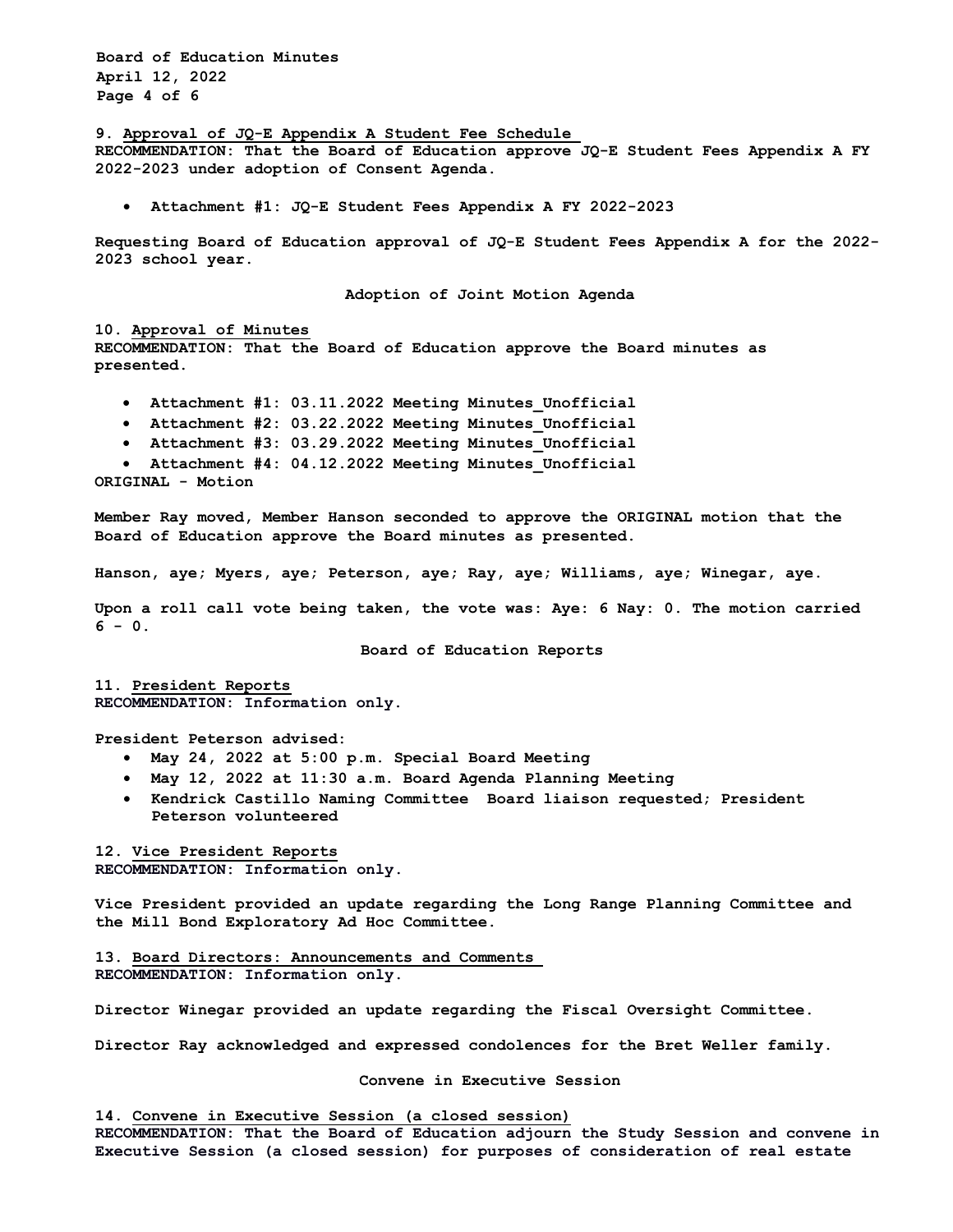9. <u>Approval of JQ-E Appendix A Student Fee Schedule</u>
**RECOMMENDATION: That the Board of Education approve JQ-E Student Fees Appendix A FY 2022-2023 under adoption of Consent Agenda.**

- **Attachment #1: JQ-E Student Fees Appendix A FY 2022-2023**

**Requesting Board of Education approval of JQ-E Student Fees Appendix A for the 2022-2023 school year.**

## Adoption of Joint Motion Agenda

10. <u>Approval of Minutes</u>
**RECOMMENDATION: That the Board of Education approve the Board minutes as presented.**

- **Attachment #1: 03.11.2022 Meeting Minutes_Unofficial**
- **Attachment #2: 03.22.2022 Meeting Minutes_Unofficial**
- **Attachment #3: 03.29.2022 Meeting Minutes_Unofficial**
- **Attachment #4: 04.12.2022 Meeting Minutes_Unofficial**

**ORIGINAL - Motion**

**Member Ray moved, Member Hanson seconded to approve the ORIGINAL motion that the Board of Education approve the Board minutes as presented.**

**Hanson, aye; Myers, aye; Peterson, aye; Ray, aye; Williams, aye; Winegar, aye.**

**Upon a roll call vote being taken, the vote was: Aye: 6 Nay: 0. The motion carried 6 - 0.**

## Board of Education Reports

11. <u>President Reports</u>
**RECOMMENDATION: Information only.**

**President Peterson advised:**

- **May 24, 2022 at 5:00 p.m. Special Board Meeting**
- **May 12, 2022 at 11:30 a.m. Board Agenda Planning Meeting**
- **Kendrick Castillo Naming Committee Board liaison requested; President Peterson volunteered**

12. <u>Vice President Reports</u>
**RECOMMENDATION: Information only.**

**Vice President provided an update regarding the Long Range Planning Committee and the Mill Bond Exploratory Ad Hoc Committee.**

13. <u>Board Directors: Announcements and Comments</u>
**RECOMMENDATION: Information only.**

**Director Winegar provided an update regarding the Fiscal Oversight Committee.**

**Director Ray acknowledged and expressed condolences for the Bret Weller family.**

## Convene in Executive Session

14. <u>Convene in Executive Session (a closed session)</u>
**RECOMMENDATION: That the Board of Education adjourn the Study Session and convene in Executive Session (a closed session) for purposes of consideration of real estate**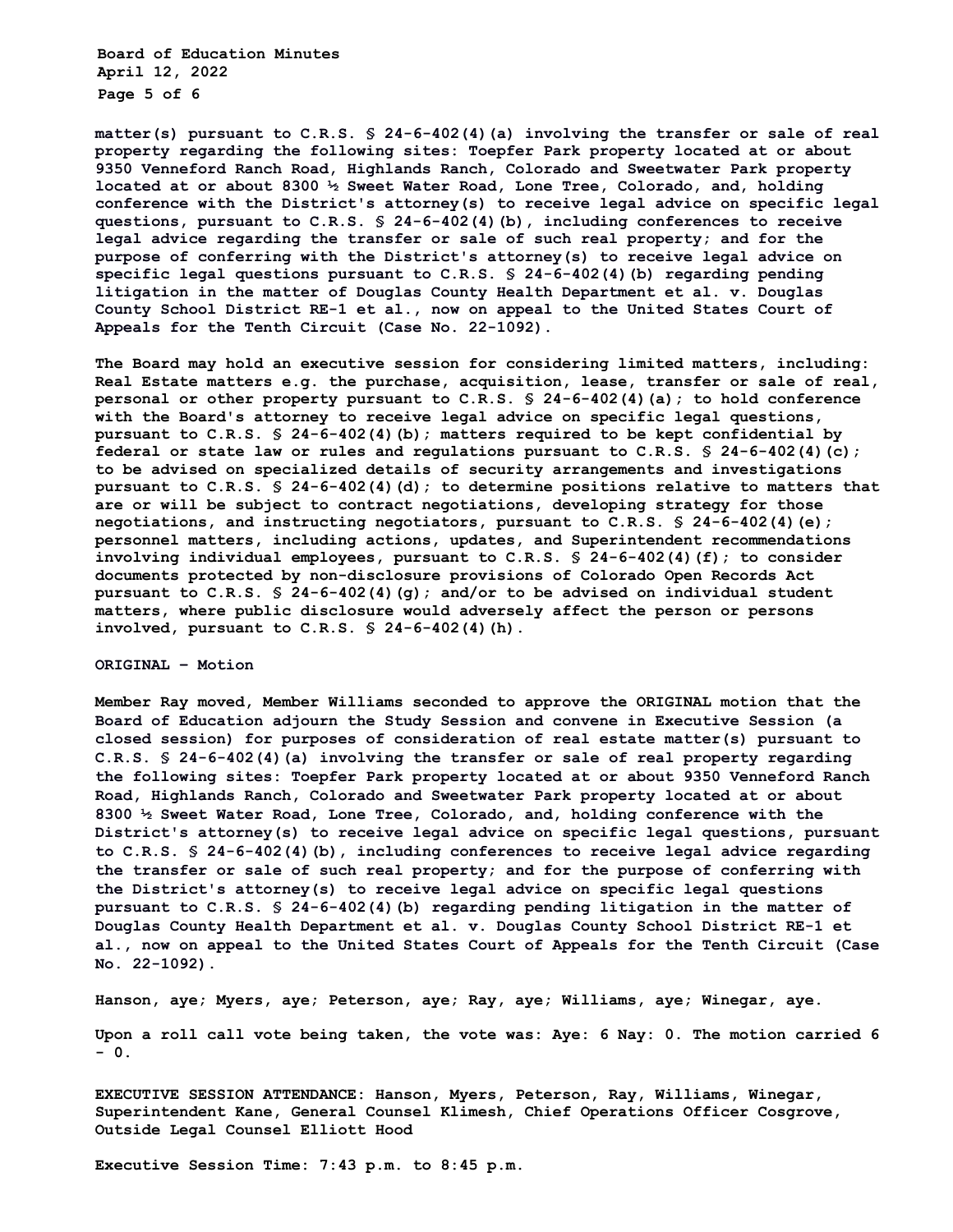**matter(s) pursuant to C.R.S. § 24-6-402(4)(a) involving the transfer or sale of real property regarding the following sites: Toepfer Park property located at or about 9350 Venneford Ranch Road, Highlands Ranch, Colorado and Sweetwater Park property located at or about 8300 ½ Sweet Water Road, Lone Tree, Colorado, and, holding conference with the District's attorney(s) to receive legal advice on specific legal questions, pursuant to C.R.S. § 24-6-402(4)(b), including conferences to receive legal advice regarding the transfer or sale of such real property; and for the purpose of conferring with the District's attorney(s) to receive legal advice on specific legal questions pursuant to C.R.S. § 24-6-402(4)(b) regarding pending litigation in the matter of Douglas County Health Department et al. v. Douglas County School District RE-1 et al., now on appeal to the United States Court of Appeals for the Tenth Circuit (Case No. 22-1092).**

**The Board may hold an executive session for considering limited matters, including: Real Estate matters e.g. the purchase, acquisition, lease, transfer or sale of real, personal or other property pursuant to C.R.S. § 24-6-402(4)(a); to hold conference with the Board's attorney to receive legal advice on specific legal questions, pursuant to C.R.S. § 24-6-402(4)(b); matters required to be kept confidential by federal or state law or rules and regulations pursuant to C.R.S. § 24-6-402(4)(c); to be advised on specialized details of security arrangements and investigations pursuant to C.R.S. § 24-6-402(4)(d); to determine positions relative to matters that are or will be subject to contract negotiations, developing strategy for those negotiations, and instructing negotiators, pursuant to C.R.S. § 24-6-402(4)(e); personnel matters, including actions, updates, and Superintendent recommendations involving individual employees, pursuant to C.R.S. § 24-6-402(4)(f); to consider documents protected by non-disclosure provisions of Colorado Open Records Act pursuant to C.R.S. § 24-6-402(4)(g); and/or to be advised on individual student matters, where public disclosure would adversely affect the person or persons involved, pursuant to C.R.S. § 24-6-402(4)(h).**

**ORIGINAL – Motion**

**Member Ray moved, Member Williams seconded to approve the ORIGINAL motion that the Board of Education adjourn the Study Session and convene in Executive Session (a closed session) for purposes of consideration of real estate matter(s) pursuant to C.R.S. § 24-6-402(4)(a) involving the transfer or sale of real property regarding the following sites: Toepfer Park property located at or about 9350 Venneford Ranch Road, Highlands Ranch, Colorado and Sweetwater Park property located at or about 8300 ½ Sweet Water Road, Lone Tree, Colorado, and, holding conference with the District's attorney(s) to receive legal advice on specific legal questions, pursuant to C.R.S. § 24-6-402(4)(b), including conferences to receive legal advice regarding the transfer or sale of such real property; and for the purpose of conferring with the District's attorney(s) to receive legal advice on specific legal questions pursuant to C.R.S. § 24-6-402(4)(b) regarding pending litigation in the matter of Douglas County Health Department et al. v. Douglas County School District RE-1 et al., now on appeal to the United States Court of Appeals for the Tenth Circuit (Case No. 22-1092).**

**Hanson, aye; Myers, aye; Peterson, aye; Ray, aye; Williams, aye; Winegar, aye.**

**Upon a roll call vote being taken, the vote was: Aye: 6 Nay: 0. The motion carried 6 - 0.**

**EXECUTIVE SESSION ATTENDANCE: Hanson, Myers, Peterson, Ray, Williams, Winegar, Superintendent Kane, General Counsel Klimesh, Chief Operations Officer Cosgrove, Outside Legal Counsel Elliott Hood**

**Executive Session Time: 7:43 p.m. to 8:45 p.m.**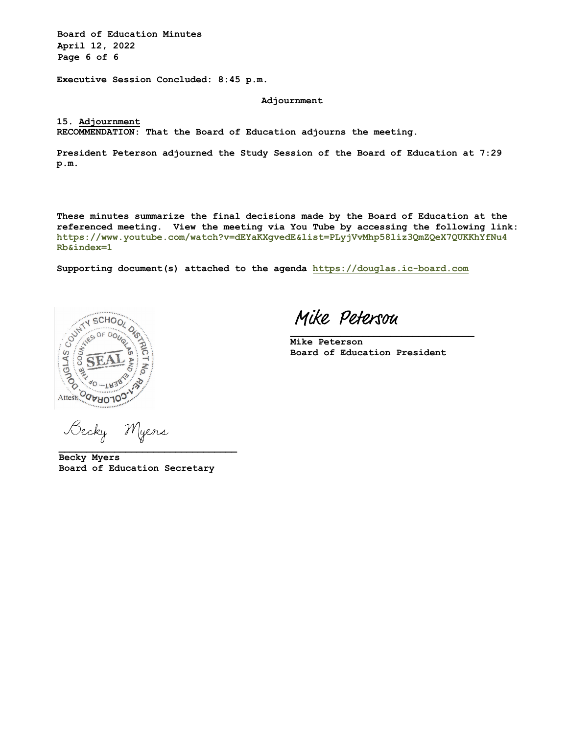**Executive Session Concluded: 8:45 p.m.**

**Adjournment**

**15. Adjournment**
**RECOMMENDATION: That the Board of Education adjourns the meeting.**

**President Peterson adjourned the Study Session of the Board of Education at 7:29 p.m.**

**These minutes summarize the final decisions made by the Board of Education at the referenced meeting. View the meeting via You Tube by accessing the following link: https://www.youtube.com/watch?v=dEYaKXgvedE&list=PLyjVvMhp58liz3QmZQeX7QUKKhYfNu4Rb&index=1**

**Supporting document(s) attached to the agenda https://douglas.ic-board.com**

Mike Peterson
______________________________
**Mike Peterson**
**Board of Education President**

DOUGLAS COUNTY SCHOOL DISTRICT NO. RE-1 OF THE COUNTIES OF DOUGLAS AND ELBERT COLORADO SEAL

Attest:

Becky Myers
______________________________
**Becky Myers**
**Board of Education Secretary**